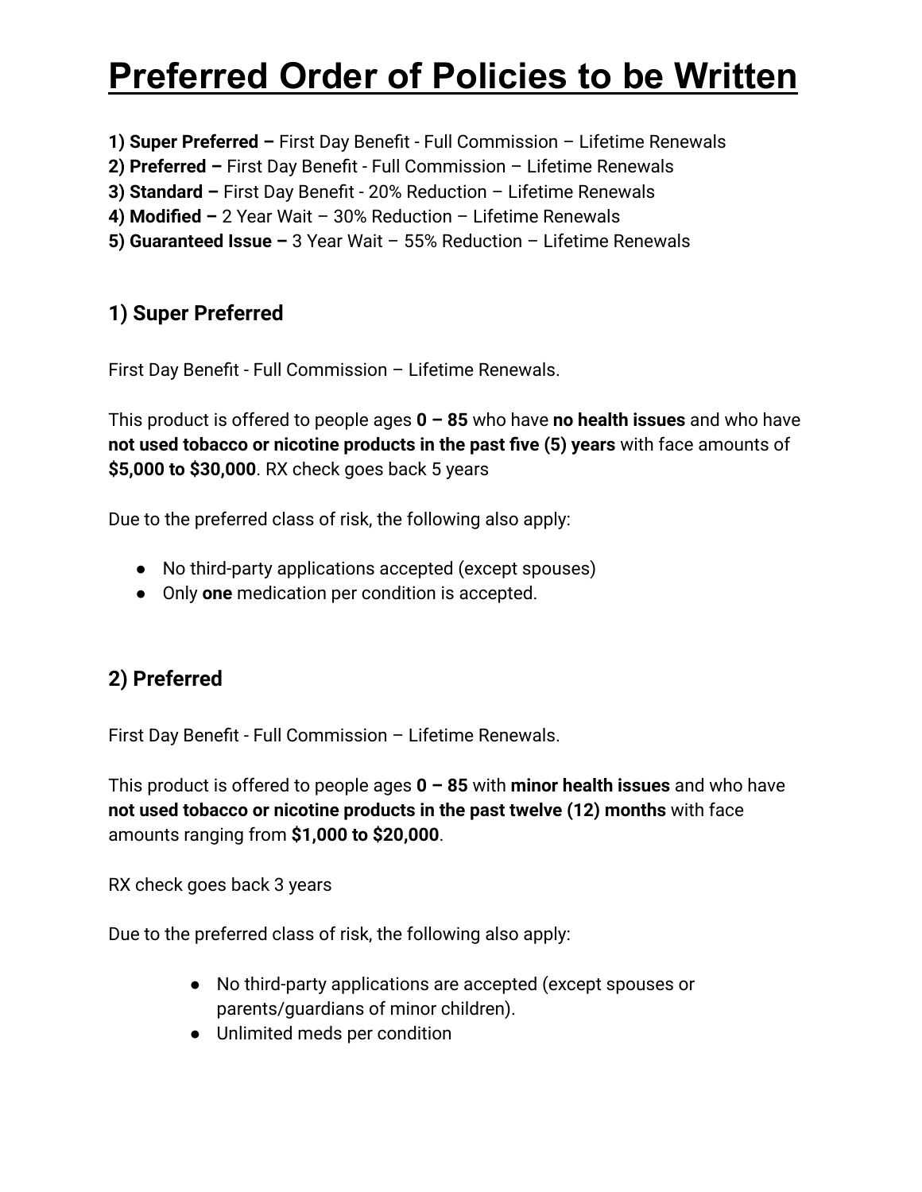# Preferred Order of Policies to be Written

**1) Super Preferred –** First Day Benefit - Full Commission – Lifetime Renewals
**2) Preferred –** First Day Benefit - Full Commission – Lifetime Renewals
**3) Standard –** First Day Benefit - 20% Reduction – Lifetime Renewals
**4) Modified –** 2 Year Wait – 30% Reduction – Lifetime Renewals
**5) Guaranteed Issue –** 3 Year Wait – 55% Reduction – Lifetime Renewals

## 1) Super Preferred

First Day Benefit - Full Commission – Lifetime Renewals.

This product is offered to people ages **0 – 85** who have **no health issues** and who have **not used tobacco or nicotine products in the past five (5) years** with face amounts of **$5,000 to $30,000**. RX check goes back 5 years

Due to the preferred class of risk, the following also apply:

- No third-party applications accepted (except spouses)
- Only **one** medication per condition is accepted.

## 2) Preferred

First Day Benefit - Full Commission – Lifetime Renewals.

This product is offered to people ages **0 – 85** with **minor health issues** and who have **not used tobacco or nicotine products in the past twelve (12) months** with face amounts ranging from **$1,000 to $20,000**.

RX check goes back 3 years

Due to the preferred class of risk, the following also apply:

- No third-party applications are accepted (except spouses or parents/guardians of minor children).
- Unlimited meds per condition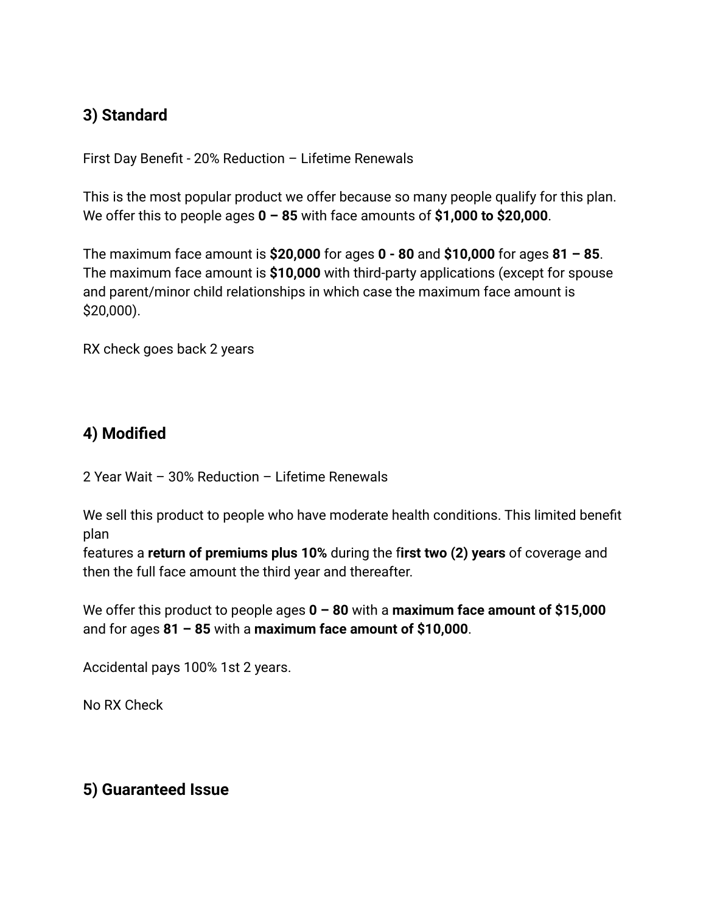## 3) Standard

First Day Benefit - 20% Reduction – Lifetime Renewals

This is the most popular product we offer because so many people qualify for this plan. We offer this to people ages **0 – 85** with face amounts of **$1,000 to $20,000**.

The maximum face amount is **$20,000** for ages **0 - 80** and **$10,000** for ages **81 – 85**. The maximum face amount is **$10,000** with third-party applications (except for spouse and parent/minor child relationships in which case the maximum face amount is $20,000).

RX check goes back 2 years

## 4) Modified

2 Year Wait – 30% Reduction – Lifetime Renewals

We sell this product to people who have moderate health conditions. This limited benefit plan
features a **return of premiums plus 10%** during the f**irst two (2) years** of coverage and then the full face amount the third year and thereafter.

We offer this product to people ages **0 – 80** with a **maximum face amount of $15,000** and for ages **81 – 85** with a **maximum face amount of $10,000**.

Accidental pays 100% 1st 2 years.

No RX Check

## 5) Guaranteed Issue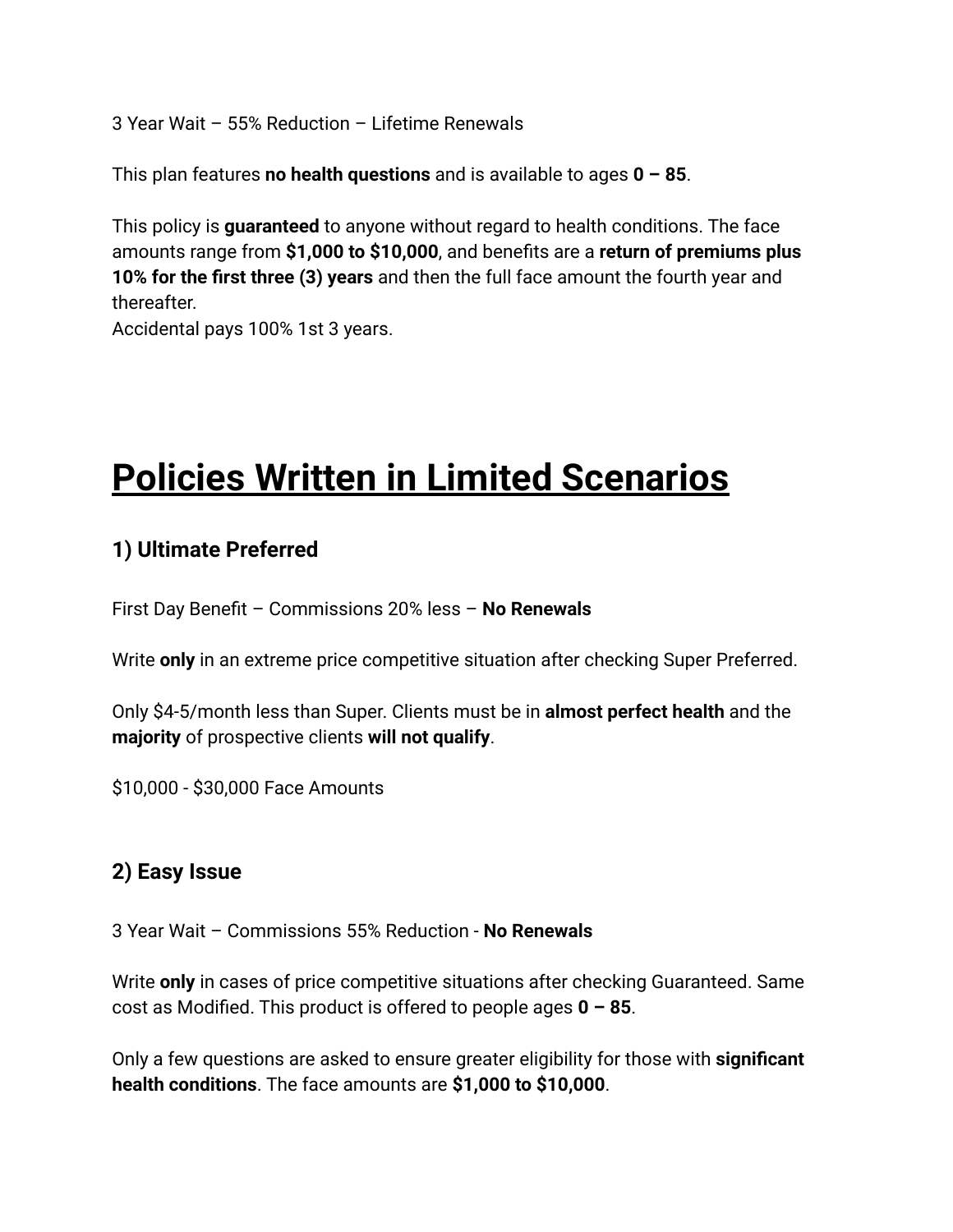3 Year Wait – 55% Reduction – Lifetime Renewals

This plan features **no health questions** and is available to ages **0 – 85**.

This policy is **guaranteed** to anyone without regard to health conditions. The face amounts range from **$1,000 to $10,000**, and benefits are a **return of premiums plus 10% for the first three (3) years** and then the full face amount the fourth year and thereafter.
Accidental pays 100% 1st 3 years.

# Policies Written in Limited Scenarios

## 1) Ultimate Preferred

First Day Benefit – Commissions 20% less – **No Renewals**

Write **only** in an extreme price competitive situation after checking Super Preferred.

Only $4-5/month less than Super. Clients must be in **almost perfect health** and the **majority** of prospective clients **will not qualify**.

$10,000 - $30,000 Face Amounts

## 2) Easy Issue

3 Year Wait – Commissions 55% Reduction - **No Renewals**

Write **only** in cases of price competitive situations after checking Guaranteed. Same cost as Modified. This product is offered to people ages **0 – 85**.

Only a few questions are asked to ensure greater eligibility for those with **significant health conditions**. The face amounts are **$1,000 to $10,000**.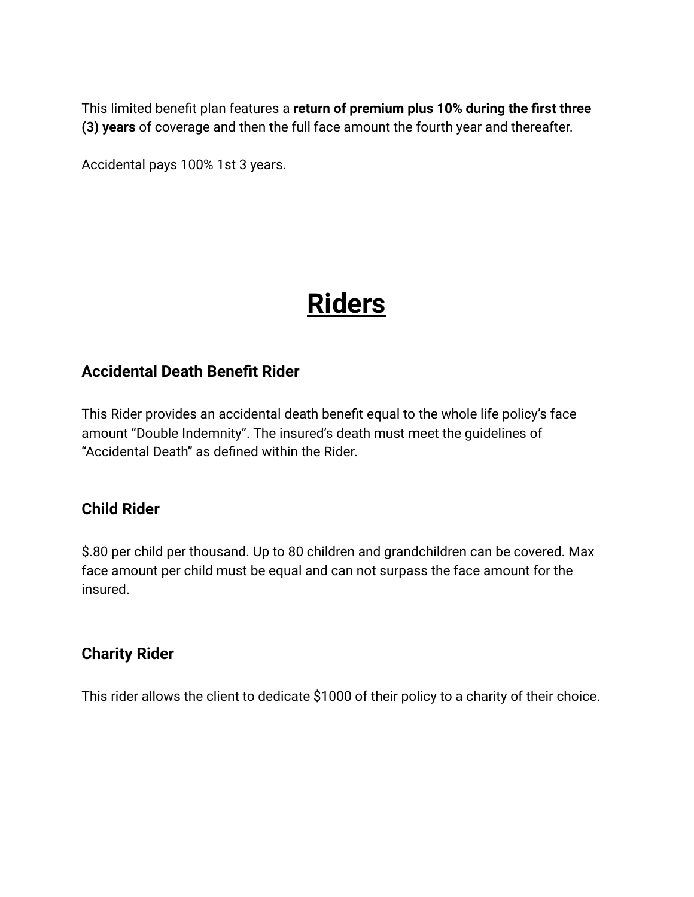This limited benefit plan features a **return of premium plus 10% during the first three (3) years** of coverage and then the full face amount the fourth year and thereafter.

Accidental pays 100% 1st 3 years.

# Riders

### Accidental Death Benefit Rider

This Rider provides an accidental death benefit equal to the whole life policy's face amount "Double Indemnity". The insured's death must meet the guidelines of "Accidental Death" as defined within the Rider.

### Child Rider

$.80 per child per thousand. Up to 80 children and grandchildren can be covered. Max face amount per child must be equal and can not surpass the face amount for the insured.

### Charity Rider

This rider allows the client to dedicate $1000 of their policy to a charity of their choice.